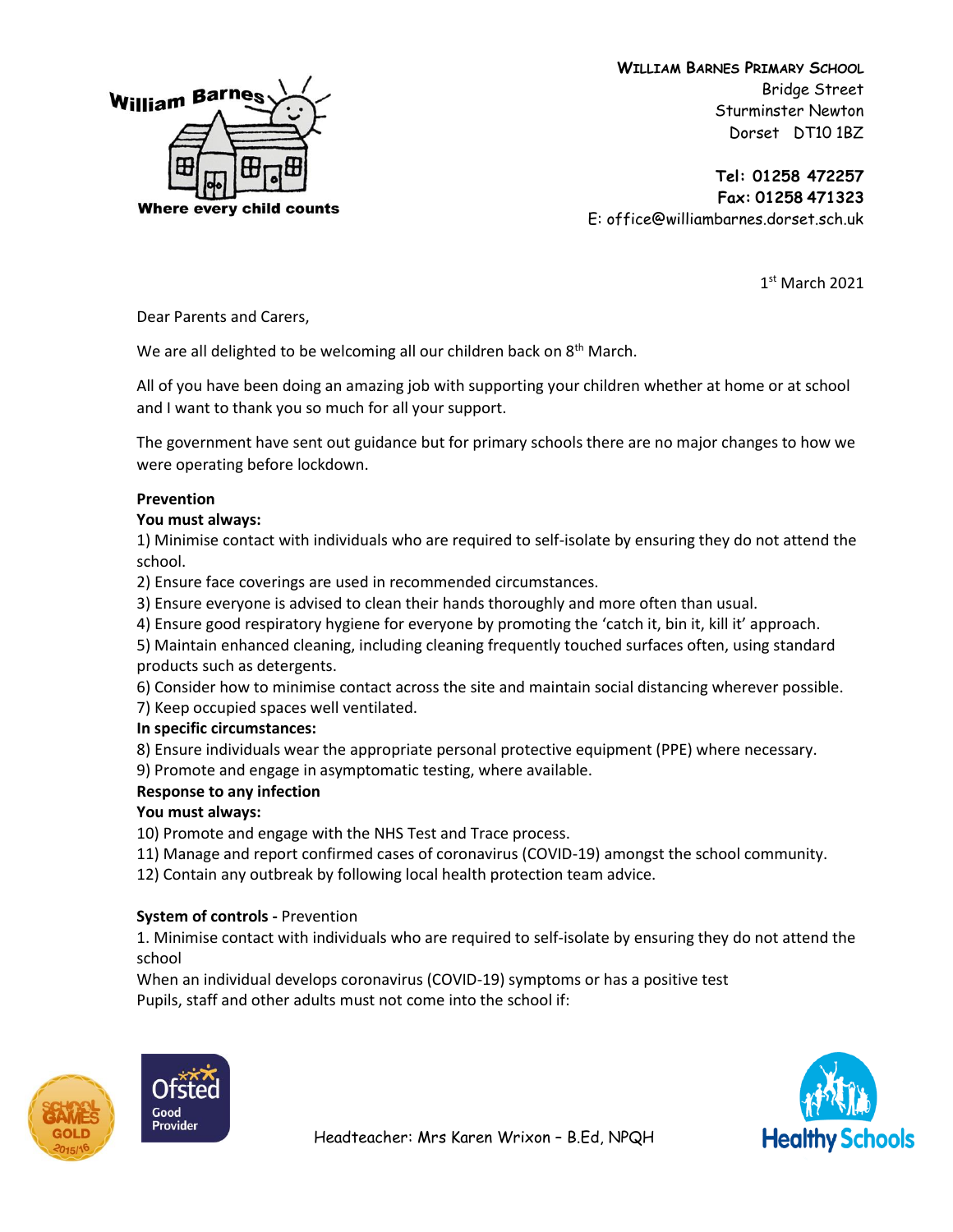William Barnes

Where every child counts

**William Barnes Primary School**
Bridge Street
Sturminster Newton
Dorset DT10 1BZ

**Tel: 01258 472257**
**Fax: 01258 471323**
E: office@williambarnes.dorset.sch.uk

1st March 2021

Dear Parents and Carers,

We are all delighted to be welcoming all our children back on 8th March.

All of you have been doing an amazing job with supporting your children whether at home or at school and I want to thank you so much for all your support.

The government have sent out guidance but for primary schools there are no major changes to how we were operating before lockdown.

**Prevention**

**You must always:**

1) Minimise contact with individuals who are required to self-isolate by ensuring they do not attend the school.
2) Ensure face coverings are used in recommended circumstances.
3) Ensure everyone is advised to clean their hands thoroughly and more often than usual.
4) Ensure good respiratory hygiene for everyone by promoting the 'catch it, bin it, kill it' approach.
5) Maintain enhanced cleaning, including cleaning frequently touched surfaces often, using standard products such as detergents.
6) Consider how to minimise contact across the site and maintain social distancing wherever possible.
7) Keep occupied spaces well ventilated.

**In specific circumstances:**

8) Ensure individuals wear the appropriate personal protective equipment (PPE) where necessary.
9) Promote and engage in asymptomatic testing, where available.

**Response to any infection**

**You must always:**

10) Promote and engage with the NHS Test and Trace process.
11) Manage and report confirmed cases of coronavirus (COVID-19) amongst the school community.
12) Contain any outbreak by following local health protection team advice.

**System of controls -** Prevention

1. Minimise contact with individuals who are required to self-isolate by ensuring they do not attend the school

When an individual develops coronavirus (COVID-19) symptoms or has a positive test

Pupils, staff and other adults must not come into the school if:

Headteacher: Mrs Karen Wrixon – B.Ed, NPQH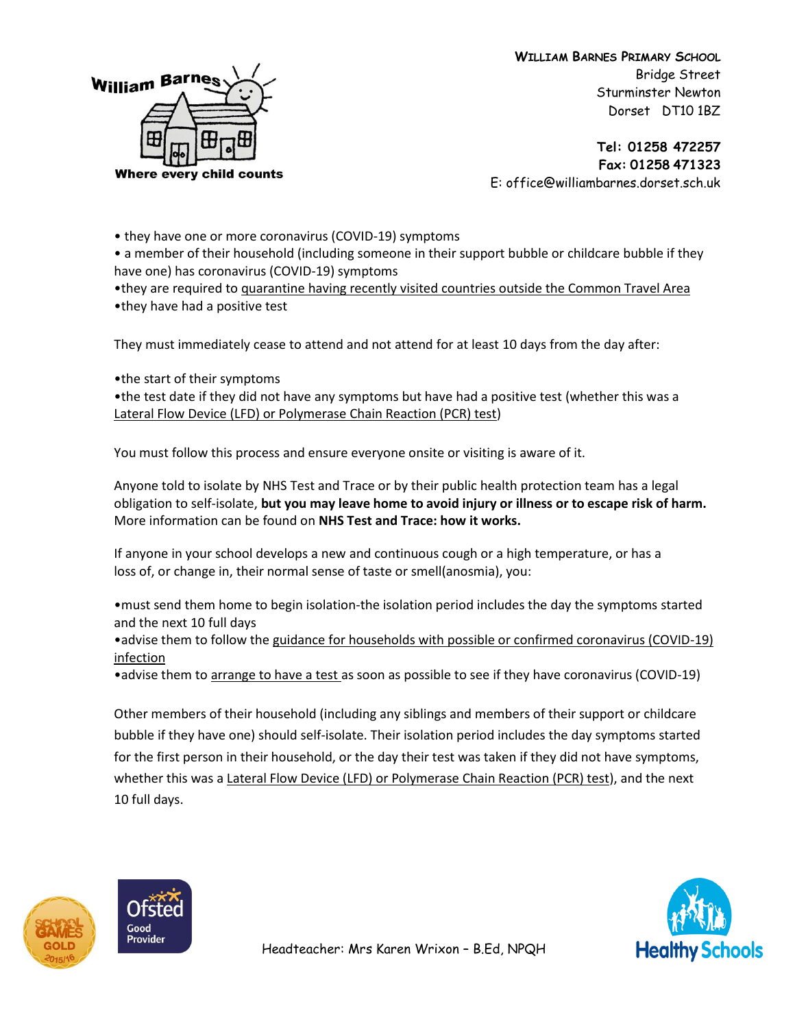- they have one or more coronavirus (COVID-19) symptoms
- a member of their household (including someone in their support bubble or childcare bubble if they have one) has coronavirus (COVID-19) symptoms
- they are required to quarantine having recently visited countries outside the Common Travel Area
- they have had a positive test

They must immediately cease to attend and not attend for at least 10 days from the day after:

- the start of their symptoms
- the test date if they did not have any symptoms but have had a positive test (whether this was a Lateral Flow Device (LFD) or Polymerase Chain Reaction (PCR) test)

You must follow this process and ensure everyone onsite or visiting is aware of it.

Anyone told to isolate by NHS Test and Trace or by their public health protection team has a legal obligation to self-isolate, **but you may leave home to avoid injury or illness or to escape risk of harm.** More information can be found on **NHS Test and Trace: how it works.**

If anyone in your school develops a new and continuous cough or a high temperature, or has a loss of, or change in, their normal sense of taste or smell(anosmia), you:

- must send them home to begin isolation-the isolation period includes the day the symptoms started and the next 10 full days
- advise them to follow the guidance for households with possible or confirmed coronavirus (COVID-19) infection
- advise them to arrange to have a test as soon as possible to see if they have coronavirus (COVID-19)

Other members of their household (including any siblings and members of their support or childcare bubble if they have one) should self-isolate. Their isolation period includes the day symptoms started for the first person in their household, or the day their test was taken if they did not have symptoms, whether this was a Lateral Flow Device (LFD) or Polymerase Chain Reaction (PCR) test), and the next 10 full days.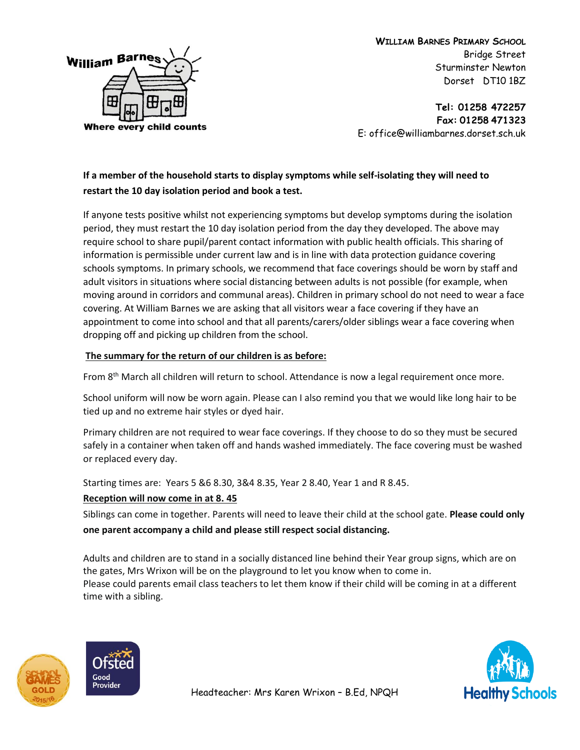**If a member of the household starts to display symptoms while self-isolating they will need to restart the 10 day isolation period and book a test.**

If anyone tests positive whilst not experiencing symptoms but develop symptoms during the isolation period, they must restart the 10 day isolation period from the day they developed. The above may require school to share pupil/parent contact information with public health officials. This sharing of information is permissible under current law and is in line with data protection guidance covering schools symptoms. In primary schools, we recommend that face coverings should be worn by staff and adult visitors in situations where social distancing between adults is not possible (for example, when moving around in corridors and communal areas). Children in primary school do not need to wear a face covering. At William Barnes we are asking that all visitors wear a face covering if they have an appointment to come into school and that all parents/carers/older siblings wear a face covering when dropping off and picking up children from the school.

**<u>The summary for the return of our children is as before:</u>**

From 8th March all children will return to school. Attendance is now a legal requirement once more.

School uniform will now be worn again. Please can I also remind you that we would like long hair to be tied up and no extreme hair styles or dyed hair.

Primary children are not required to wear face coverings. If they choose to do so they must be secured safely in a container when taken off and hands washed immediately. The face covering must be washed or replaced every day.

Starting times are: Years 5 &6 8.30, 3&4 8.35, Year 2 8.40, Year 1 and R 8.45.

**<u>Reception will now come in at 8. 45</u>**

Siblings can come in together. Parents will need to leave their child at the school gate. **Please could only one parent accompany a child and please still respect social distancing.**

Adults and children are to stand in a socially distanced line behind their Year group signs, which are on the gates, Mrs Wrixon will be on the playground to let you know when to come in.
Please could parents email class teachers to let them know if their child will be coming in at a different time with a sibling.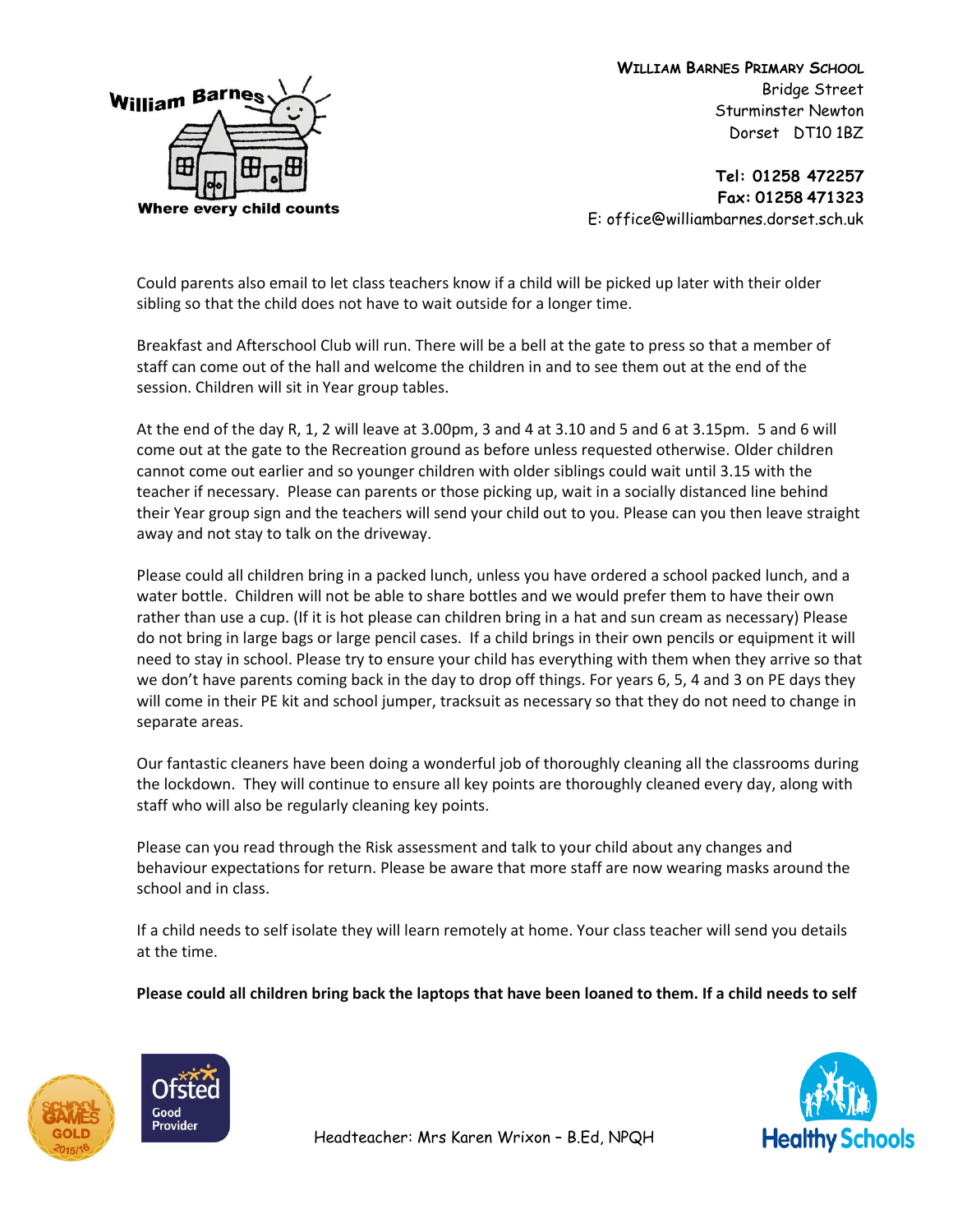Could parents also email to let class teachers know if a child will be picked up later with their older sibling so that the child does not have to wait outside for a longer time.

Breakfast and Afterschool Club will run. There will be a bell at the gate to press so that a member of staff can come out of the hall and welcome the children in and to see them out at the end of the session. Children will sit in Year group tables.

At the end of the day R, 1, 2 will leave at 3.00pm, 3 and 4 at 3.10 and 5 and 6 at 3.15pm. 5 and 6 will come out at the gate to the Recreation ground as before unless requested otherwise. Older children cannot come out earlier and so younger children with older siblings could wait until 3.15 with the teacher if necessary. Please can parents or those picking up, wait in a socially distanced line behind their Year group sign and the teachers will send your child out to you. Please can you then leave straight away and not stay to talk on the driveway.

Please could all children bring in a packed lunch, unless you have ordered a school packed lunch, and a water bottle. Children will not be able to share bottles and we would prefer them to have their own rather than use a cup. (If it is hot please can children bring in a hat and sun cream as necessary) Please do not bring in large bags or large pencil cases. If a child brings in their own pencils or equipment it will need to stay in school. Please try to ensure your child has everything with them when they arrive so that we don't have parents coming back in the day to drop off things. For years 6, 5, 4 and 3 on PE days they will come in their PE kit and school jumper, tracksuit as necessary so that they do not need to change in separate areas.

Our fantastic cleaners have been doing a wonderful job of thoroughly cleaning all the classrooms during the lockdown. They will continue to ensure all key points are thoroughly cleaned every day, along with staff who will also be regularly cleaning key points.

Please can you read through the Risk assessment and talk to your child about any changes and behaviour expectations for return. Please be aware that more staff are now wearing masks around the school and in class.

If a child needs to self isolate they will learn remotely at home. Your class teacher will send you details at the time.

**Please could all children bring back the laptops that have been loaned to them. If a child needs to self**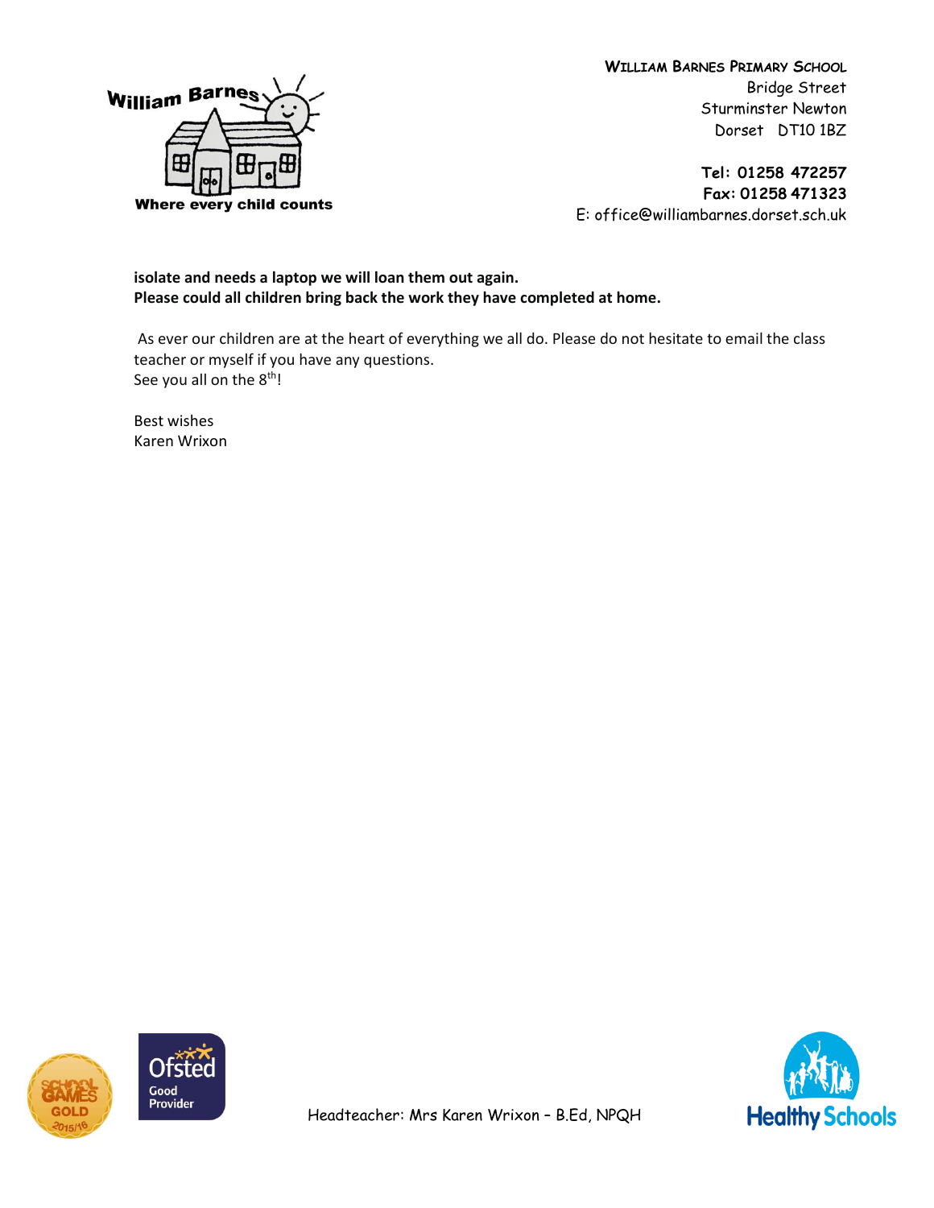**WILLIAM BARNES PRIMARY SCHOOL**
Bridge Street
Sturminster Newton
Dorset DT10 1BZ

**Tel: 01258 472257**
**Fax: 01258 471323**
E: office@williambarnes.dorset.sch.uk

William Barnes
Where every child counts

**isolate and needs a laptop we will loan them out again.**
**Please could all children bring back the work they have completed at home.**

As ever our children are at the heart of everything we all do. Please do not hesitate to email the class teacher or myself if you have any questions.
See you all on the 8th!

Best wishes
Karen Wrixon

Headteacher: Mrs Karen Wrixon – B.Ed, NPQH